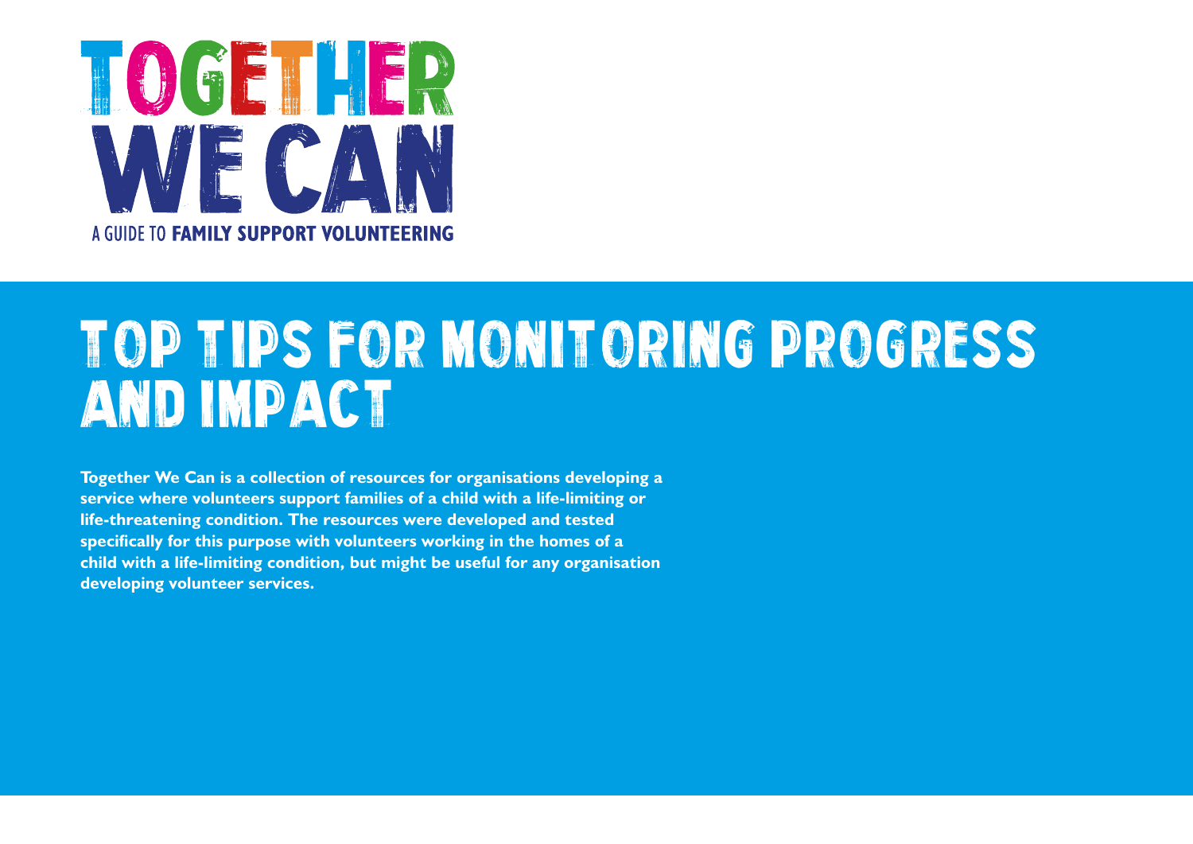# TOGETHER WE CAN

A GUIDE TO **FAMILY SUPPORT VOLUNTEERING**

# TOP TIPS FOR MONITORING PROGRESS AND IMPACT

**Together We Can is a collection of resources for organisations developing a service where volunteers support families of a child with a life-limiting or life-threatening condition. The resources were developed and tested specifically for this purpose with volunteers working in the homes of a child with a life-limiting condition, but might be useful for any organisation developing volunteer services.**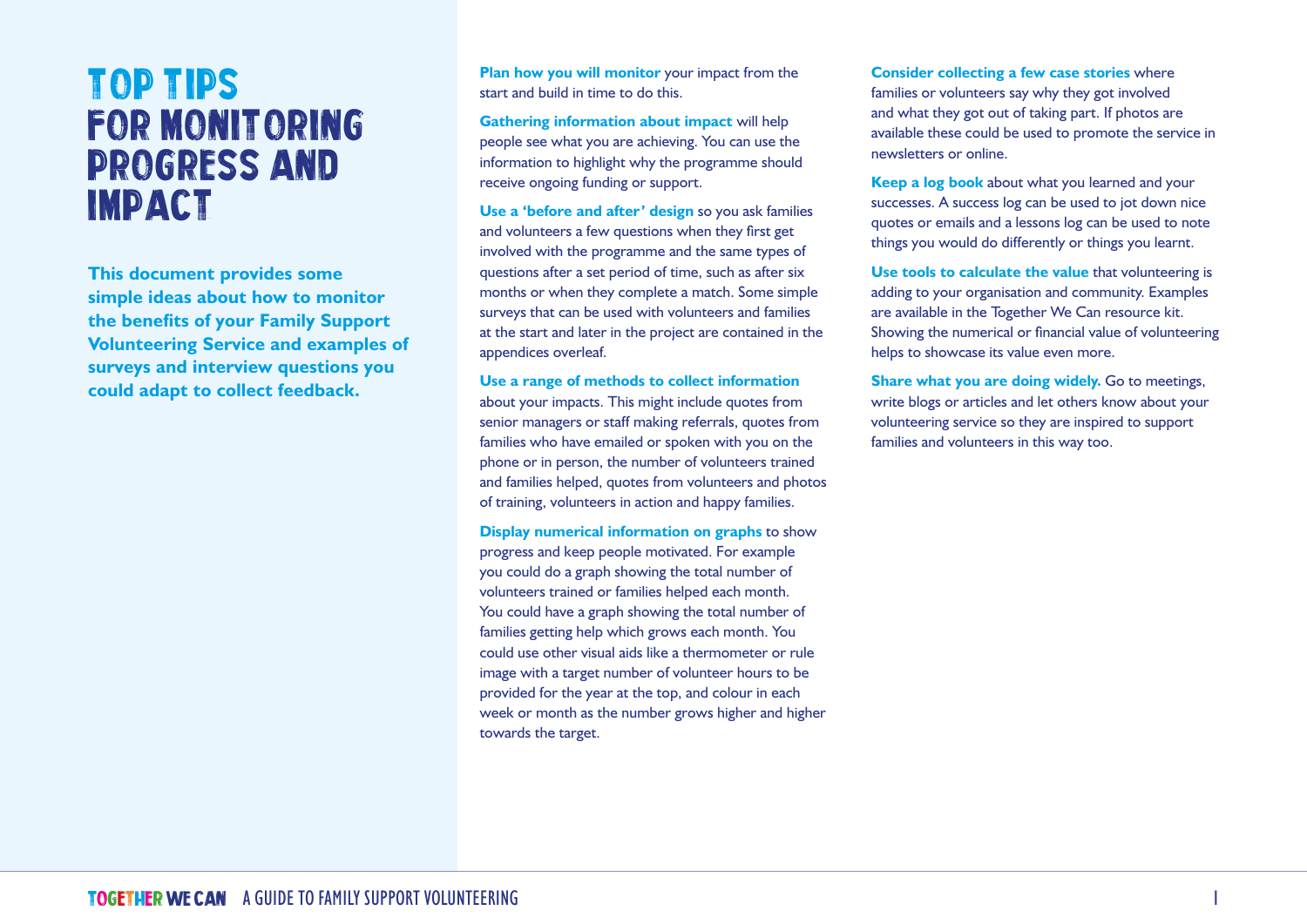# TOP TIPS FOR MONITORING PROGRESS AND IMPACT

**This document provides some simple ideas about how to monitor the benefits of your Family Support Volunteering Service and examples of surveys and interview questions you could adapt to collect feedback.**

**Plan how you will monitor** your impact from the start and build in time to do this.

**Gathering information about impact** will help people see what you are achieving. You can use the information to highlight why the programme should receive ongoing funding or support.

**Use a 'before and after' design** so you ask families and volunteers a few questions when they first get involved with the programme and the same types of questions after a set period of time, such as after six months or when they complete a match. Some simple surveys that can be used with volunteers and families at the start and later in the project are contained in the appendices overleaf.

**Use a range of methods to collect information** about your impacts. This might include quotes from senior managers or staff making referrals, quotes from families who have emailed or spoken with you on the phone or in person, the number of volunteers trained and families helped, quotes from volunteers and photos of training, volunteers in action and happy families.

**Display numerical information on graphs** to show progress and keep people motivated. For example you could do a graph showing the total number of volunteers trained or families helped each month. You could have a graph showing the total number of families getting help which grows each month. You could use other visual aids like a thermometer or rule image with a target number of volunteer hours to be provided for the year at the top, and colour in each week or month as the number grows higher and higher towards the target.

**Consider collecting a few case stories** where families or volunteers say why they got involved and what they got out of taking part. If photos are available these could be used to promote the service in newsletters or online.

**Keep a log book** about what you learned and your successes. A success log can be used to jot down nice quotes or emails and a lessons log can be used to note things you would do differently or things you learnt.

**Use tools to calculate the value** that volunteering is adding to your organisation and community. Examples are available in the Together We Can resource kit. Showing the numerical or financial value of volunteering helps to showcase its value even more.

**Share what you are doing widely.** Go to meetings, write blogs or articles and let others know about your volunteering service so they are inspired to support families and volunteers in this way too.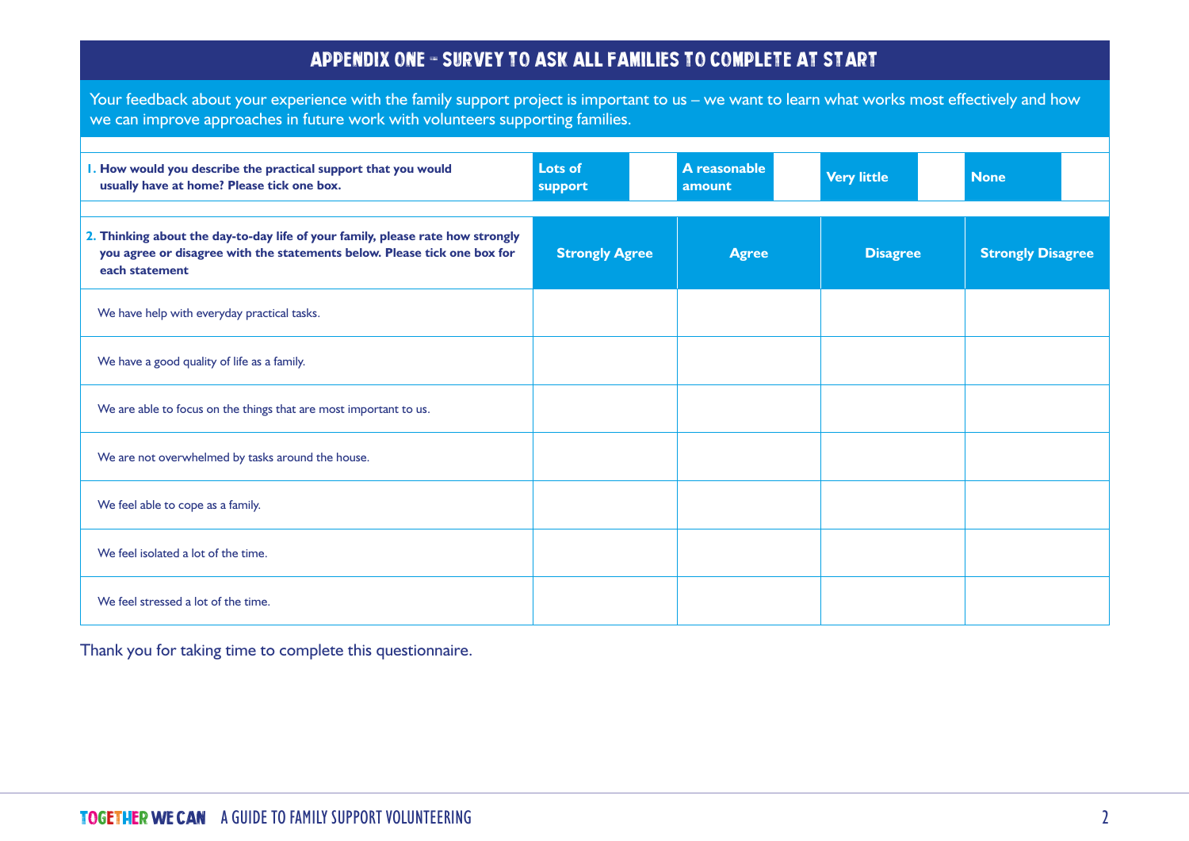# APPENDIX ONE – SURVEY TO ASK ALL FAMILIES TO COMPLETE AT START

Your feedback about your experience with the family support project is important to us – we want to learn what works most effectively and how we can improve approaches in future work with volunteers supporting families.

| **1. How would you describe the practical support that you would usually have at home? Please tick one box.** | **Lots of support** | | **A reasonable amount** | | **Very little** | | **None** | |
|---|---|---|---|---|---|---|---|---|

| **2. Thinking about the day-to-day life of your family, please rate how strongly you agree or disagree with the statements below. Please tick one box for each statement** | **Strongly Agree** | **Agree** | **Disagree** | **Strongly Disagree** |
|---|---|---|---|---|
| We have help with everyday practical tasks. | | | | |
| We have a good quality of life as a family. | | | | |
| We are able to focus on the things that are most important to us. | | | | |
| We are not overwhelmed by tasks around the house. | | | | |
| We feel able to cope as a family. | | | | |
| We feel isolated a lot of the time. | | | | |
| We feel stressed a lot of the time. | | | | |

Thank you for taking time to complete this questionnaire.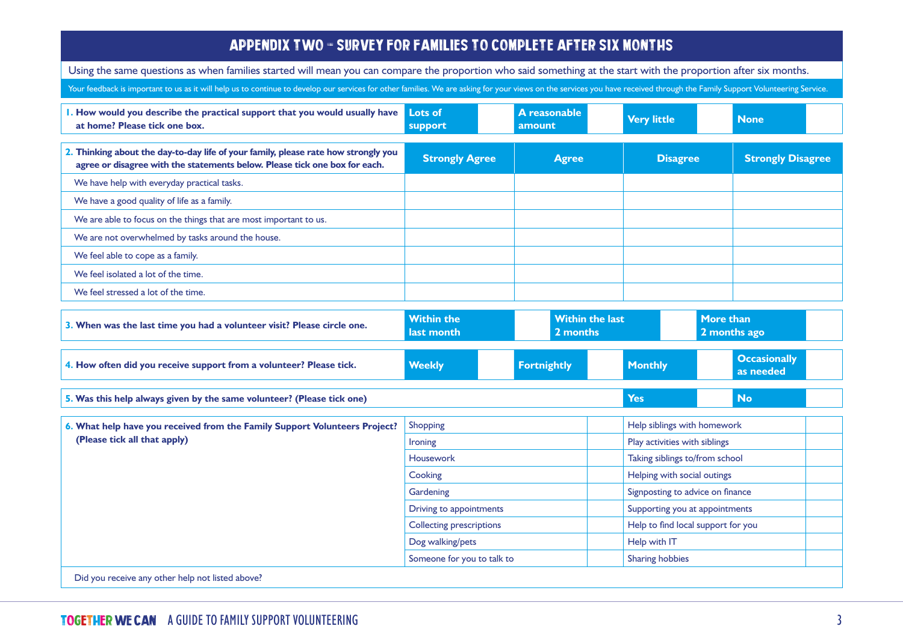# APPENDIX TWO – SURVEY FOR FAMILIES TO COMPLETE AFTER SIX MONTHS

Using the same questions as when families started will mean you can compare the proportion who said something at the start with the proportion after six months.

Your feedback is important to us as it will help us to continue to develop our services for other families. We are asking for your views on the services you have received through the Family Support Volunteering Service.

| **1. How would you describe the practical support that you would usually have at home? Please tick one box.** | **Lots of support** | | **A reasonable amount** | | **Very little** | | **None** | |
|---|---|---|---|---|---|---|---|---|

| **2. Thinking about the day-to-day life of your family, please rate how strongly you agree or disagree with the statements below. Please tick one box for each.** | **Strongly Agree** | **Agree** | **Disagree** | **Strongly Disagree** |
|---|---|---|---|---|
| We have help with everyday practical tasks. | | | | |
| We have a good quality of life as a family. | | | | |
| We are able to focus on the things that are most important to us. | | | | |
| We are not overwhelmed by tasks around the house. | | | | |
| We feel able to cope as a family. | | | | |
| We feel isolated a lot of the time. | | | | |
| We feel stressed a lot of the time. | | | | |

| **3. When was the last time you had a volunteer visit? Please circle one.** | **Within the last month** | | **Within the last 2 months** | | **More than 2 months ago** | |
|---|---|---|---|---|---|---|

| **4. How often did you receive support from a volunteer? Please tick.** | **Weekly** | | **Fortnightly** | | **Monthly** | | **Occasionally as needed** | |
|---|---|---|---|---|---|---|---|---|

| **5. Was this help always given by the same volunteer? (Please tick one)** | **Yes** | | **No** | |
|---|---|---|---|---|

| **6. What help have you received from the Family Support Volunteers Project? (Please tick all that apply)** | | | | |
|---|---|---|---|---|
| | Shopping | | Help siblings with homework | |
| | Ironing | | Play activities with siblings | |
| | Housework | | Taking siblings to/from school | |
| | Cooking | | Helping with social outings | |
| | Gardening | | Signposting to advice on finance | |
| | Driving to appointments | | Supporting you at appointments | |
| | Collecting prescriptions | | Help to find local support for you | |
| | Dog walking/pets | | Help with IT | |
| | Someone for you to talk to | | Sharing hobbies | |

Did you receive any other help not listed above?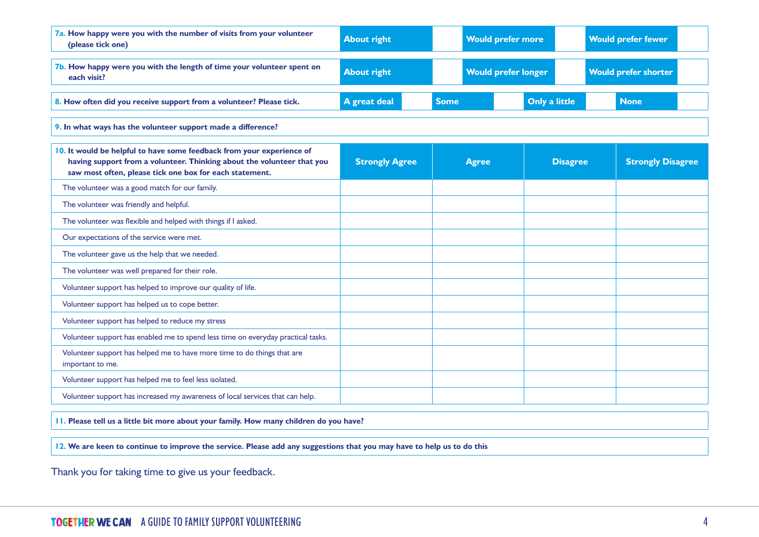| 7a. How happy were you with the number of visits from your volunteer (please tick one) | About right | | Would prefer more | | Would prefer fewer | |
|---|---|---|---|---|---|---|

| 7b. How happy were you with the length of time your volunteer spent on each visit? | About right | | Would prefer longer | | Would prefer shorter | |
|---|---|---|---|---|---|---|

| 8. How often did you receive support from a volunteer? Please tick. | A great deal | | Some | | Only a little | | None | |
|---|---|---|---|---|---|---|---|---|

**9. In what ways has the volunteer support made a difference?**

| 10. It would be helpful to have some feedback from your experience of having support from a volunteer. Thinking about the volunteer that you saw most often, please tick one box for each statement. | Strongly Agree | Agree | Disagree | Strongly Disagree |
|---|---|---|---|---|
| The volunteer was a good match for our family. | | | | |
| The volunteer was friendly and helpful. | | | | |
| The volunteer was flexible and helped with things if I asked. | | | | |
| Our expectations of the service were met. | | | | |
| The volunteer gave us the help that we needed. | | | | |
| The volunteer was well prepared for their role. | | | | |
| Volunteer support has helped to improve our quality of life. | | | | |
| Volunteer support has helped us to cope better. | | | | |
| Volunteer support has helped to reduce my stress | | | | |
| Volunteer support has enabled me to spend less time on everyday practical tasks. | | | | |
| Volunteer support has helped me to have more time to do things that are important to me. | | | | |
| Volunteer support has helped me to feel less isolated. | | | | |
| Volunteer support has increased my awareness of local services that can help. | | | | |

**11. Please tell us a little bit more about your family. How many children do you have?**

**12. We are keen to continue to improve the service. Please add any suggestions that you may have to help us to do this**

Thank you for taking time to give us your feedback.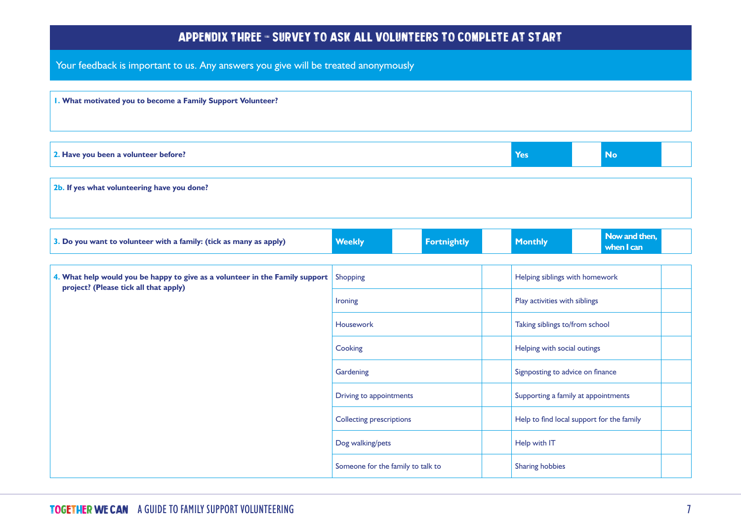# APPENDIX THREE – SURVEY TO ASK ALL VOLUNTEERS TO COMPLETE AT START

Your feedback is important to us. Any answers you give will be treated anonymously

**1. What motivated you to become a Family Support Volunteer?**

| **2. Have you been a volunteer before?** | **Yes** | | **No** | |
|---|---|---|---|---|

**2b. If yes what volunteering have you done?**

| **3. Do you want to volunteer with a family: (tick as many as apply)** | **Weekly** | | **Fortnightly** | | **Monthly** | | **Now and then, when I can** | |
|---|---|---|---|---|---|---|---|---|

| **4. What help would you be happy to give as a volunteer in the Family support project? (Please tick all that apply)** | | | | |
|---|---|---|---|---|
| | Shopping | | Helping siblings with homework | |
| | Ironing | | Play activities with siblings | |
| | Housework | | Taking siblings to/from school | |
| | Cooking | | Helping with social outings | |
| | Gardening | | Signposting to advice on finance | |
| | Driving to appointments | | Supporting a family at appointments | |
| | Collecting prescriptions | | Help to find local support for the family | |
| | Dog walking/pets | | Help with IT | |
| | Someone for the family to talk to | | Sharing hobbies | |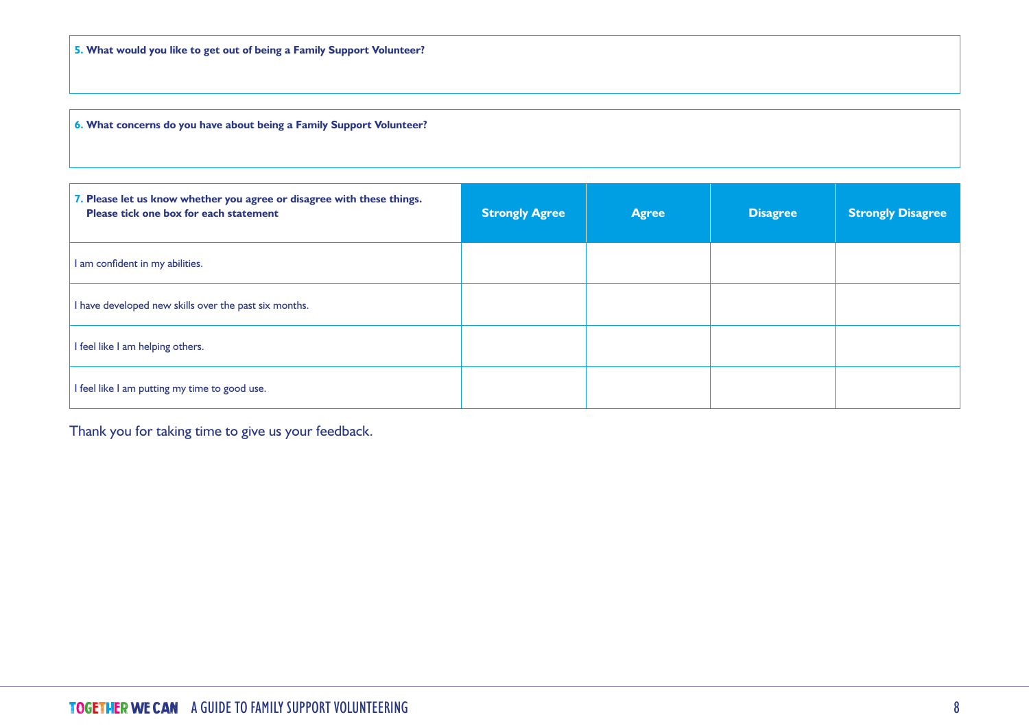**5. What would you like to get out of being a Family Support Volunteer?**

**6. What concerns do you have about being a Family Support Volunteer?**

| **7. Please let us know whether you agree or disagree with these things. Please tick one box for each statement** | **Strongly Agree** | **Agree** | **Disagree** | **Strongly Disagree** |
|---|---|---|---|---|
| I am confident in my abilities. | | | | |
| I have developed new skills over the past six months. | | | | |
| I feel like I am helping others. | | | | |
| I feel like I am putting my time to good use. | | | | |

Thank you for taking time to give us your feedback.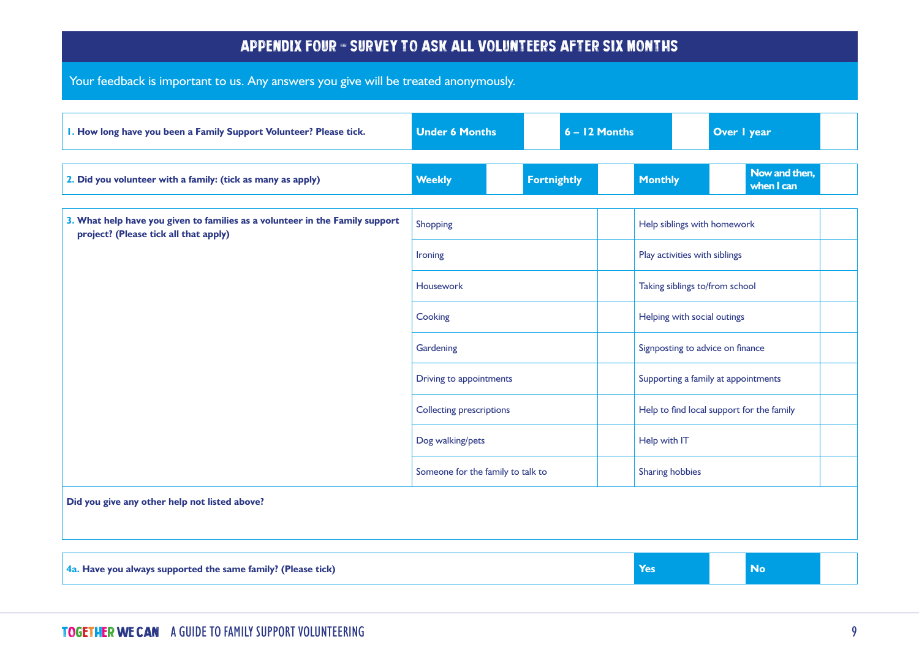# APPENDIX FOUR – SURVEY TO ASK ALL VOLUNTEERS AFTER SIX MONTHS

Your feedback is important to us. Any answers you give will be treated anonymously.

| 1. How long have you been a Family Support Volunteer? Please tick. | Under 6 Months | | 6 – 12 Months | | Over 1 year | |
|---|---|---|---|---|---|---|

| 2. Did you volunteer with a family: (tick as many as apply) | Weekly | | Fortnightly | | Monthly | | Now and then, when I can | |
|---|---|---|---|---|---|---|---|---|

| 3. What help have you given to families as a volunteer in the Family support project? (Please tick all that apply) | | | | |
|---|---|---|---|---|
| | Shopping | | Help siblings with homework | |
| | Ironing | | Play activities with siblings | |
| | Housework | | Taking siblings to/from school | |
| | Cooking | | Helping with social outings | |
| | Gardening | | Signposting to advice on finance | |
| | Driving to appointments | | Supporting a family at appointments | |
| | Collecting prescriptions | | Help to find local support for the family | |
| | Dog walking/pets | | Help with IT | |
| | Someone for the family to talk to | | Sharing hobbies | |

**Did you give any other help not listed above?**

| 4a. Have you always supported the same family? (Please tick) | Yes | | No | |
|---|---|---|---|---|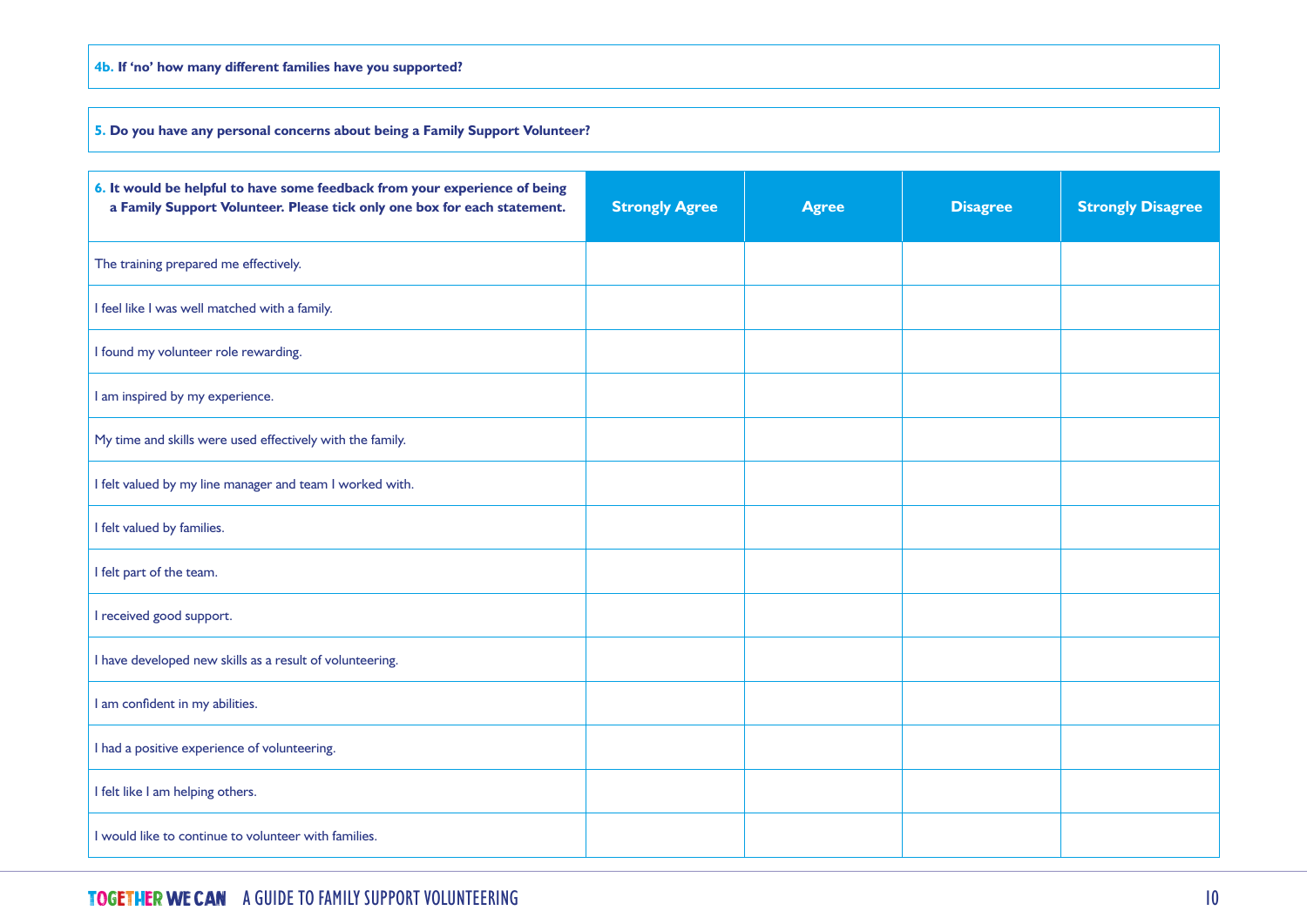**4b.** **If 'no' how many different families have you supported?**

**5.** **Do you have any personal concerns about being a Family Support Volunteer?**

| **6. It would be helpful to have some feedback from your experience of being a Family Support Volunteer. Please tick only one box for each statement.** | **Strongly Agree** | **Agree** | **Disagree** | **Strongly Disagree** |
|---|---|---|---|---|
| The training prepared me effectively. | | | | |
| I feel like I was well matched with a family. | | | | |
| I found my volunteer role rewarding. | | | | |
| I am inspired by my experience. | | | | |
| My time and skills were used effectively with the family. | | | | |
| I felt valued by my line manager and team I worked with. | | | | |
| I felt valued by families. | | | | |
| I felt part of the team. | | | | |
| I received good support. | | | | |
| I have developed new skills as a result of volunteering. | | | | |
| I am confident in my abilities. | | | | |
| I had a positive experience of volunteering. | | | | |
| I felt like I am helping others. | | | | |
| I would like to continue to volunteer with families. | | | | |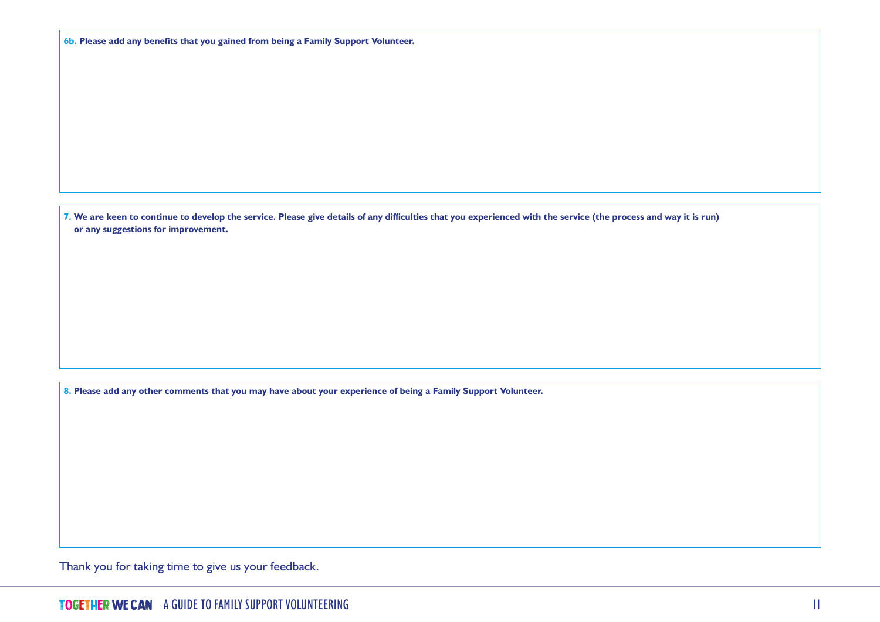**6b. Please add any benefits that you gained from being a Family Support Volunteer.**

**7. We are keen to continue to develop the service. Please give details of any difficulties that you experienced with the service (the process and way it is run) or any suggestions for improvement.**

**8. Please add any other comments that you may have about your experience of being a Family Support Volunteer.**

Thank you for taking time to give us your feedback.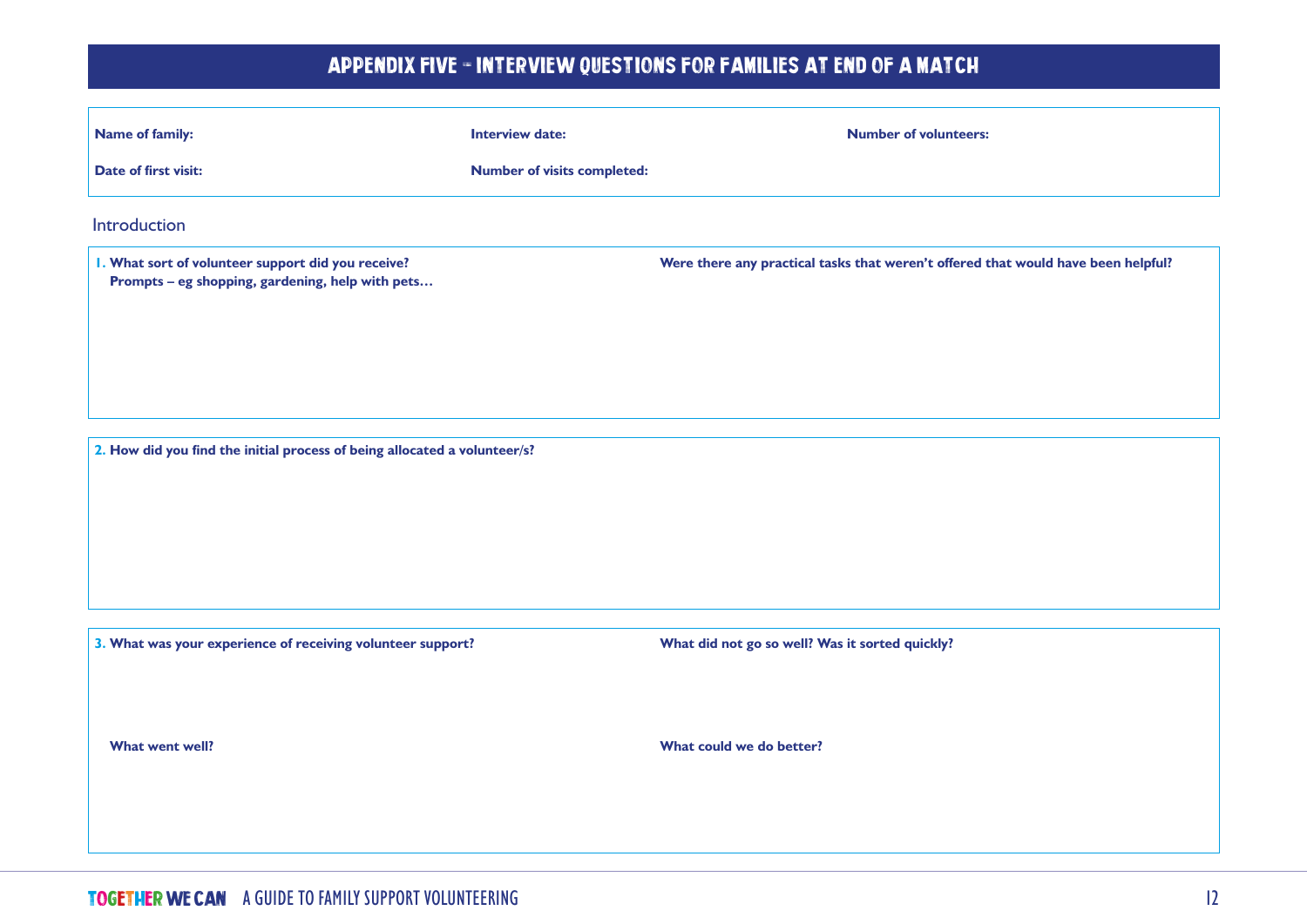# APPENDIX FIVE – INTERVIEW QUESTIONS FOR FAMILIES AT END OF A MATCH

| | | |
|---|---|---|
| **Name of family:** | **Interview date:** | **Number of volunteers:** |
| **Date of first visit:** | **Number of visits completed:** | |

## Introduction

**1. What sort of volunteer support did you receive?**
**Prompts – eg shopping, gardening, help with pets…**

**Were there any practical tasks that weren't offered that would have been helpful?**

**2. How did you find the initial process of being allocated a volunteer/s?**

**3. What was your experience of receiving volunteer support?**

**What did not go so well? Was it sorted quickly?**

**What went well?**

**What could we do better?**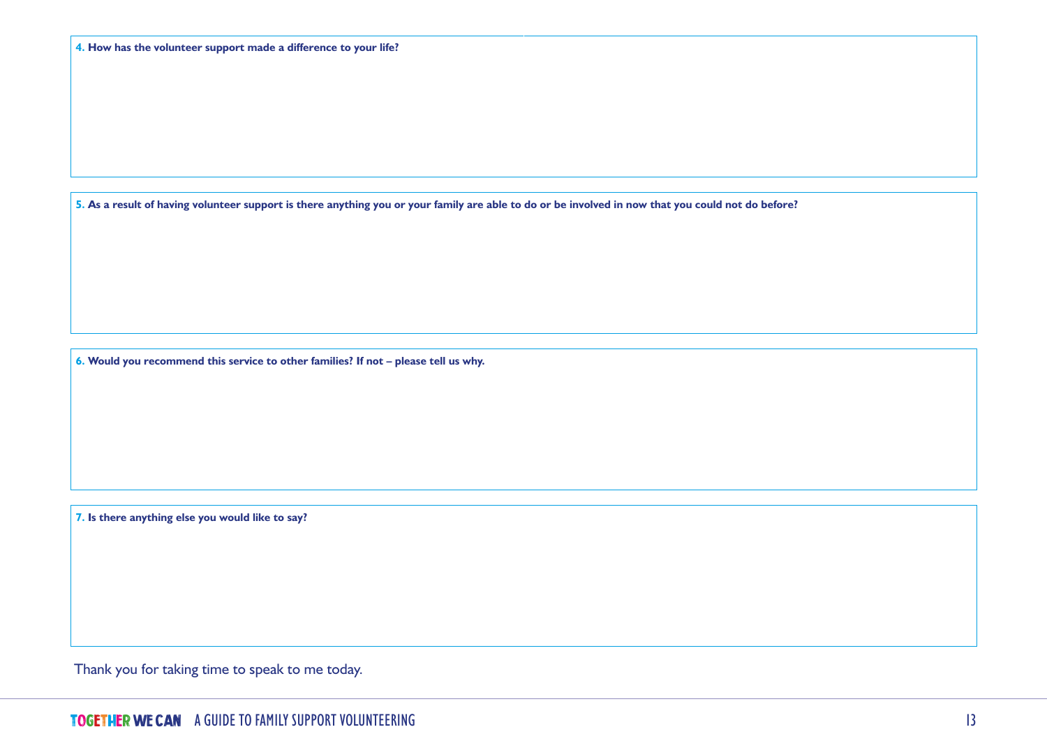**4. How has the volunteer support made a difference to your life?**

**5. As a result of having volunteer support is there anything you or your family are able to do or be involved in now that you could not do before?**

**6. Would you recommend this service to other families? If not – please tell us why.**

**7. Is there anything else you would like to say?**

Thank you for taking time to speak to me today.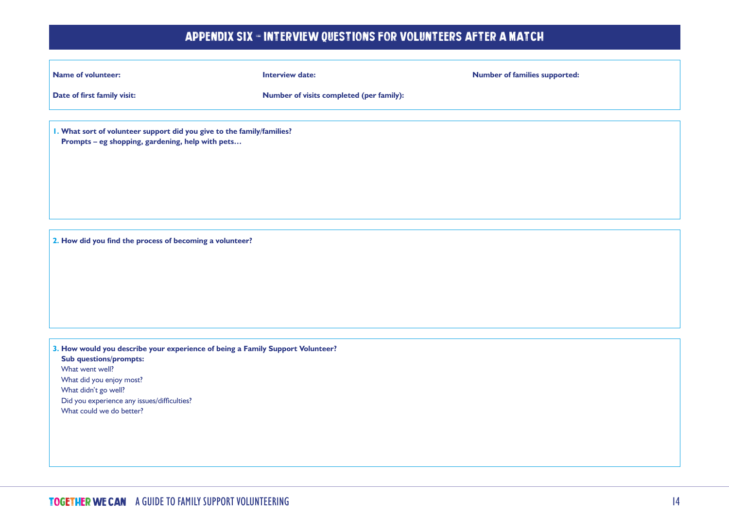# APPENDIX SIX – INTERVIEW QUESTIONS FOR VOLUNTEERS AFTER A MATCH

**Name of volunteer:**

**Interview date:**

**Number of families supported:**

**Date of first family visit:**

**Number of visits completed (per family):**

**1. What sort of volunteer support did you give to the family/families?**
**Prompts – eg shopping, gardening, help with pets…**

**2. How did you find the process of becoming a volunteer?**

**3. How would you describe your experience of being a Family Support Volunteer?**
**Sub questions/prompts:**
What went well?
What did you enjoy most?
What didn't go well?
Did you experience any issues/difficulties?
What could we do better?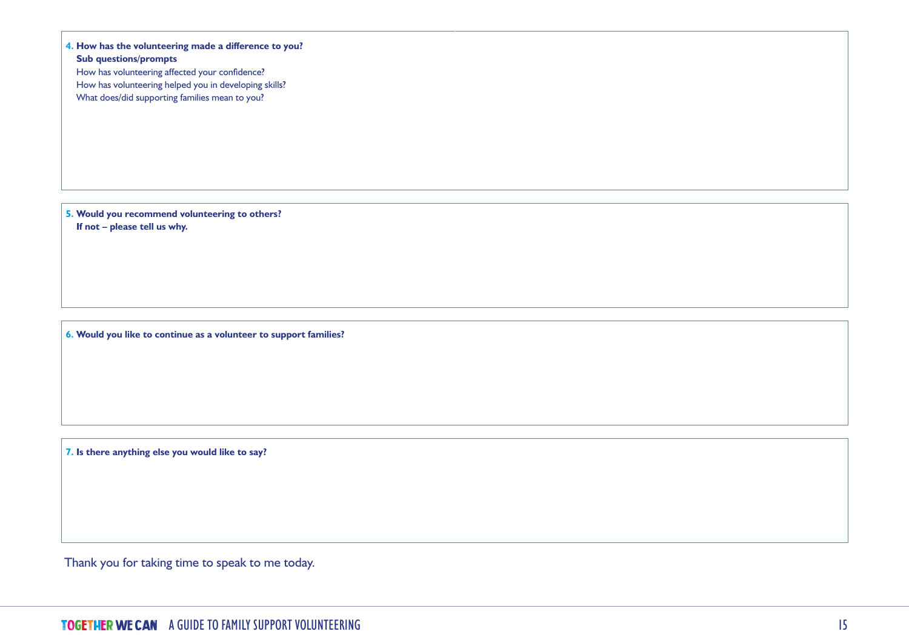**4. How has the volunteering made a difference to you?**

**Sub questions/prompts**

How has volunteering affected your confidence?

How has volunteering helped you in developing skills?

What does/did supporting families mean to you?

**5. Would you recommend volunteering to others?**

**If not – please tell us why.**

**6. Would you like to continue as a volunteer to support families?**

**7. Is there anything else you would like to say?**

Thank you for taking time to speak to me today.